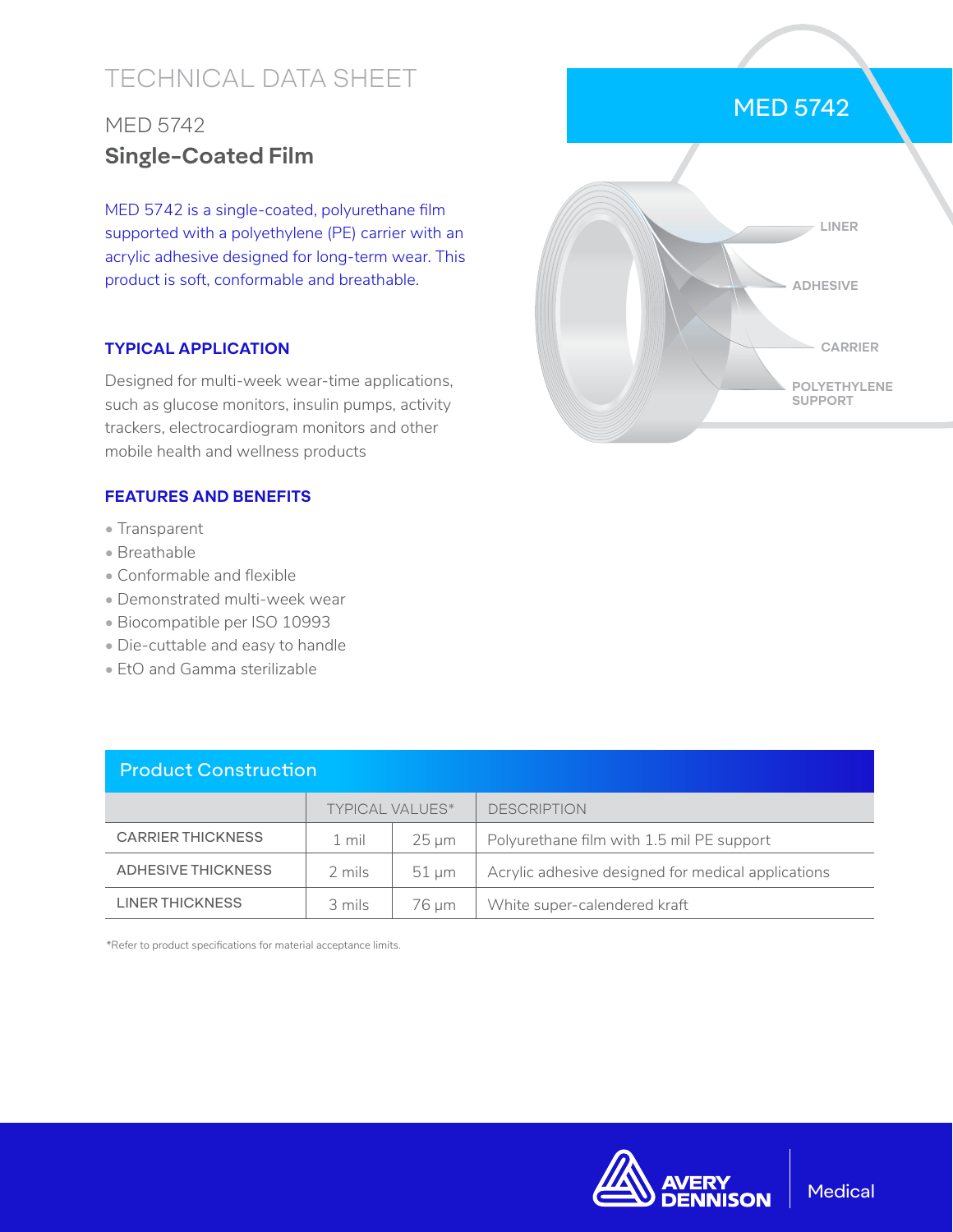# TECHNICAL DATA SHEET

## MED 5742

## Single-Coated Film

MED 5742 is a single-coated, polyurethane film supported with a polyethylene (PE) carrier with an acrylic adhesive designed for long-term wear. This product is soft, conformable and breathable.

MED 5742

LINER

ADHESIVE

CARRIER

POLYETHYLENE SUPPORT

### TYPICAL APPLICATION

Designed for multi-week wear-time applications, such as glucose monitors, insulin pumps, activity trackers, electrocardiogram monitors and other mobile health and wellness products

### FEATURES AND BENEFITS

- Transparent
- Breathable
- Conformable and flexible
- Demonstrated multi-week wear
- Biocompatible per ISO 10993
- Die-cuttable and easy to handle
- EtO and Gamma sterilizable

### Product Construction

| | TYPICAL VALUES* | | DESCRIPTION |
|---|---|---|---|
| CARRIER THICKNESS | 1 mil | 25 µm | Polyurethane film with 1.5 mil PE support |
| ADHESIVE THICKNESS | 2 mils | 51 µm | Acrylic adhesive designed for medical applications |
| LINER THICKNESS | 3 mils | 76 µm | White super-calendered kraft |

*Refer to product specifications for material acceptance limits.

AVERY DENNISON | Medical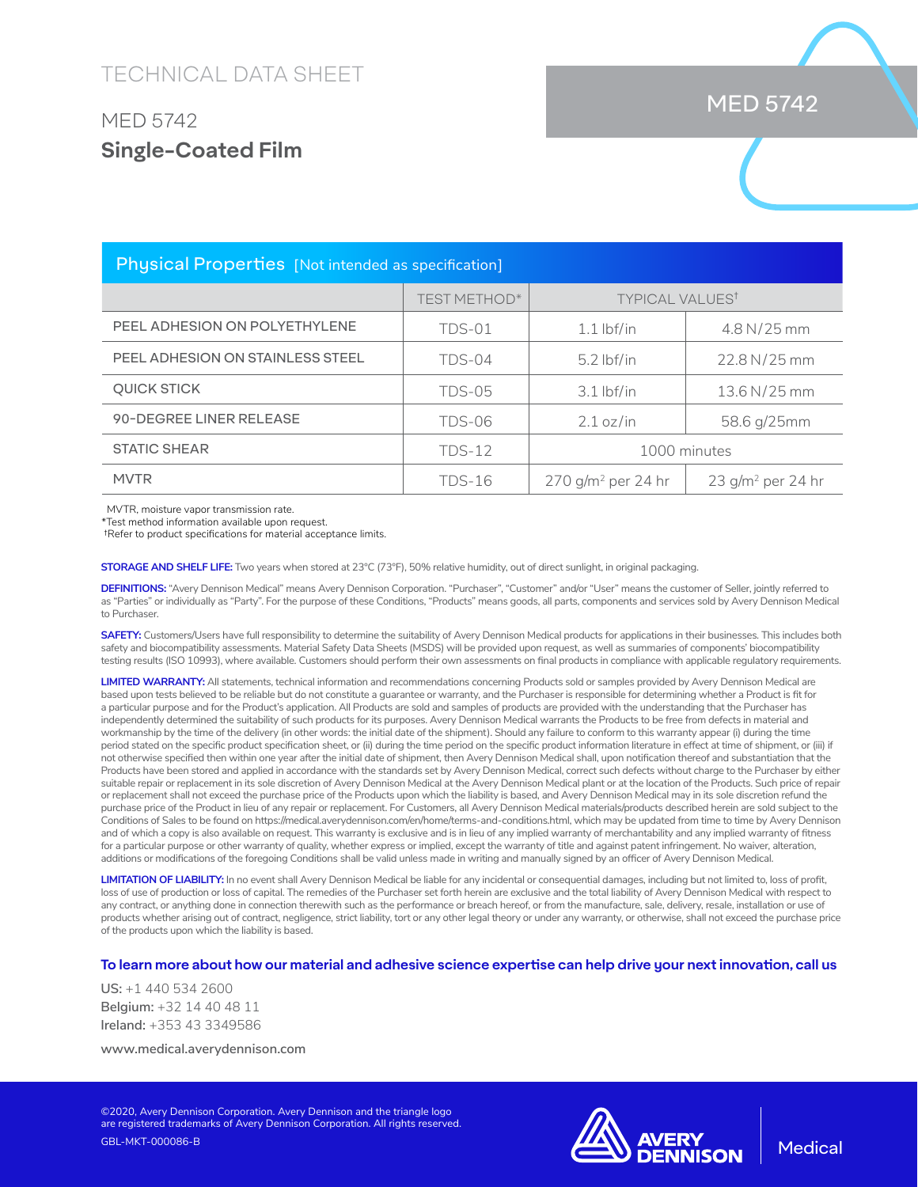TECHNICAL DATA SHEET

# MED 5742

## Single-Coated Film

MED 5742

**Physical Properties** [Not intended as specification]

| | TEST METHOD* | TYPICAL VALUES† | |
|---|---|---|---|
| PEEL ADHESION ON POLYETHYLENE | TDS-01 | 1.1 lbf/in | 4.8 N/25 mm |
| PEEL ADHESION ON STAINLESS STEEL | TDS-04 | 5.2 lbf/in | 22.8 N/25 mm |
| QUICK STICK | TDS-05 | 3.1 lbf/in | 13.6 N/25 mm |
| 90-DEGREE LINER RELEASE | TDS-06 | 2.1 oz/in | 58.6 g/25mm |
| STATIC SHEAR | TDS-12 | 1000 minutes | |
| MVTR | TDS-16 | 270 g/m$^2$ per 24 hr | 23 g/m$^2$ per 24 hr |

MVTR, moisture vapor transmission rate.
*Test method information available upon request.
†Refer to product specifications for material acceptance limits.

**STORAGE AND SHELF LIFE:** Two years when stored at 23°C (73°F), 50% relative humidity, out of direct sunlight, in original packaging.

**DEFINITIONS:** "Avery Dennison Medical" means Avery Dennison Corporation. "Purchaser", "Customer" and/or "User" means the customer of Seller, jointly referred to as "Parties" or individually as "Party". For the purpose of these Conditions, "Products" means goods, all parts, components and services sold by Avery Dennison Medical to Purchaser.

**SAFETY:** Customers/Users have full responsibility to determine the suitability of Avery Dennison Medical products for applications in their businesses. This includes both safety and biocompatibility assessments. Material Safety Data Sheets (MSDS) will be provided upon request, as well as summaries of components' biocompatibility testing results (ISO 10993), where available. Customers should perform their own assessments on final products in compliance with applicable regulatory requirements.

**LIMITED WARRANTY:** All statements, technical information and recommendations concerning Products sold or samples provided by Avery Dennison Medical are based upon tests believed to be reliable but do not constitute a guarantee or warranty, and the Purchaser is responsible for determining whether a Product is fit for a particular purpose and for the Product's application. All Products are sold and samples of products are provided with the understanding that the Purchaser has independently determined the suitability of such products for its purposes. Avery Dennison Medical warrants the Products to be free from defects in material and workmanship by the time of the delivery (in other words: the initial date of the shipment). Should any failure to conform to this warranty appear (i) during the time period stated on the specific product specification sheet, or (ii) during the time period on the specific product information literature in effect at time of shipment, or (iii) if not otherwise specified then within one year after the initial date of shipment, then Avery Dennison Medical shall, upon notification thereof and substantiation that the Products have been stored and applied in accordance with the standards set by Avery Dennison Medical, correct such defects without charge to the Purchaser by either suitable repair or replacement in its sole discretion of Avery Dennison Medical at the Avery Dennison Medical plant or at the location of the Products. Such price of repair or replacement shall not exceed the purchase price of the Products upon which the liability is based, and Avery Dennison Medical may in its sole discretion refund the purchase price of the Product in lieu of any repair or replacement. For Customers, all Avery Dennison Medical materials/products described herein are sold subject to the Conditions of Sales to be found on https://medical.averydennison.com/en/home/terms-and-conditions.html, which may be updated from time to time by Avery Dennison and of which a copy is also available on request. This warranty is exclusive and is in lieu of any implied warranty of merchantability and any implied warranty of fitness for a particular purpose or other warranty of quality, whether express or implied, except the warranty of title and against patent infringement. No waiver, alteration, additions or modifications of the foregoing Conditions shall be valid unless made in writing and manually signed by an officer of Avery Dennison Medical.

**LIMITATION OF LIABILITY:** In no event shall Avery Dennison Medical be liable for any incidental or consequential damages, including but not limited to, loss of profit, loss of use of production or loss of capital. The remedies of the Purchaser set forth herein are exclusive and the total liability of Avery Dennison Medical with respect to any contract, or anything done in connection therewith such as the performance or breach hereof, or from the manufacture, sale, delivery, resale, installation or use of products whether arising out of contract, negligence, strict liability, tort or any other legal theory or under any warranty, or otherwise, shall not exceed the purchase price of the products upon which the liability is based.

**To learn more about how our material and adhesive science expertise can help drive your next innovation, call us**

**US:** +1 440 534 2600
**Belgium:** +32 14 40 48 11
**Ireland:** +353 43 3349586

www.medical.averydennison.com

©2020, Avery Dennison Corporation. Avery Dennison and the triangle logo are registered trademarks of Avery Dennison Corporation. All rights reserved.

GBL-MKT-000086-B

AVERY DENNISON Medical